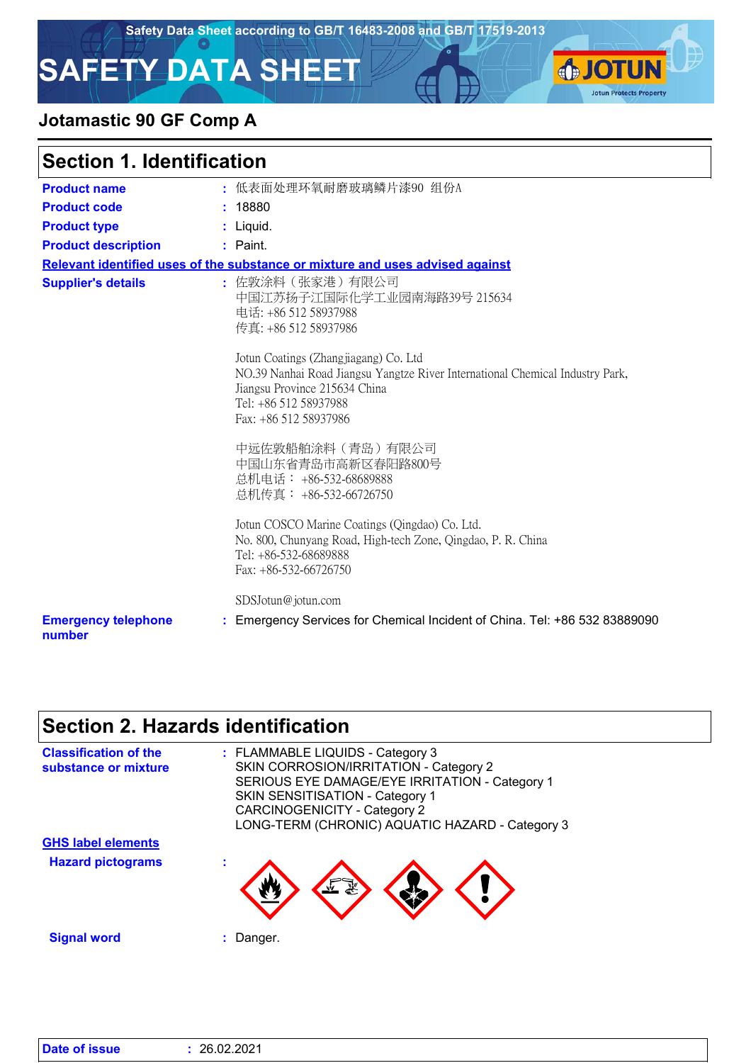Safety Data Sheet according to GB/T 16483-2008 and GB/T 17519-2013

# SAFETY DATA SHEET

**Jotamastic 90 GF Comp A**

## Section 1. Identification

**Product name** : 低表面处理环氧耐磨玻璃鳞片漆90 组份A

**Product code** : 18880

**Product type** : Liquid.

**Product description** : Paint.

**Relevant identified uses of the substance or mixture and uses advised against**

**Supplier's details** :

佐敦涂料（张家港）有限公司
中国江苏扬子江国际化学工业园南海路39号 215634
电话: +86 512 58937988
传真: +86 512 58937986

Jotun Coatings (Zhangjiagang) Co. Ltd
NO.39 Nanhai Road Jiangsu Yangtze River International Chemical Industry Park,
Jiangsu Province 215634 China
Tel: +86 512 58937988
Fax: +86 512 58937986

中远佐敦船舶涂料（青岛）有限公司
中国山东省青岛市高新区春阳路800号
总机电话： +86-532-68689888
总机传真： +86-532-66726750

Jotun COSCO Marine Coatings (Qingdao) Co. Ltd.
No. 800, Chunyang Road, High-tech Zone, Qingdao, P. R. China
Tel: +86-532-68689888
Fax: +86-532-66726750

SDSJotun@jotun.com

**Emergency telephone number** : Emergency Services for Chemical Incident of China. Tel: +86 532 83889090

## Section 2. Hazards identification

**Classification of the substance or mixture** :

FLAMMABLE LIQUIDS - Category 3
SKIN CORROSION/IRRITATION - Category 2
SERIOUS EYE DAMAGE/EYE IRRITATION - Category 1
SKIN SENSITISATION - Category 1
CARCINOGENICITY - Category 2
LONG-TERM (CHRONIC) AQUATIC HAZARD - Category 3

**GHS label elements**

**Hazard pictograms** :

**Signal word** : Danger.

**Date of issue** : 26.02.2021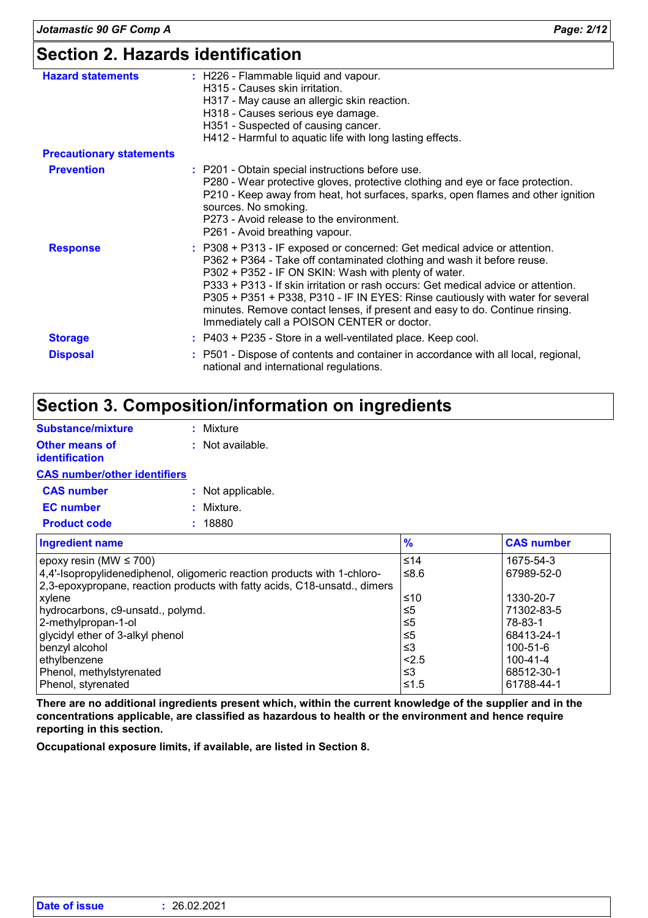## Section 2. Hazards identification

**Hazard statements** : H226 - Flammable liquid and vapour.
H315 - Causes skin irritation.
H317 - May cause an allergic skin reaction.
H318 - Causes serious eye damage.
H351 - Suspected of causing cancer.
H412 - Harmful to aquatic life with long lasting effects.

**Precautionary statements**

**Prevention** : P201 - Obtain special instructions before use.
P280 - Wear protective gloves, protective clothing and eye or face protection.
P210 - Keep away from heat, hot surfaces, sparks, open flames and other ignition sources. No smoking.
P273 - Avoid release to the environment.
P261 - Avoid breathing vapour.

**Response** : P308 + P313 - IF exposed or concerned: Get medical advice or attention.
P362 + P364 - Take off contaminated clothing and wash it before reuse.
P302 + P352 - IF ON SKIN: Wash with plenty of water.
P333 + P313 - If skin irritation or rash occurs: Get medical advice or attention.
P305 + P351 + P338, P310 - IF IN EYES: Rinse cautiously with water for several minutes. Remove contact lenses, if present and easy to do. Continue rinsing. Immediately call a POISON CENTER or doctor.

**Storage** : P403 + P235 - Store in a well-ventilated place. Keep cool.

**Disposal** : P501 - Dispose of contents and container in accordance with all local, regional, national and international regulations.

## Section 3. Composition/information on ingredients

**Substance/mixture** : Mixture

**Other means of identification** : Not available.

**CAS number/other identifiers**

**CAS number** : Not applicable.

**EC number** : Mixture.

**Product code** : 18880

| Ingredient name | % | CAS number |
|---|---|---|
| epoxy resin (MW ≤ 700) | ≤14 | 1675-54-3 |
| 4,4'-Isopropylidenediphenol, oligomeric reaction products with 1-chloro-2,3-epoxypropane, reaction products with fatty acids, C18-unsatd., dimers | ≤8.6 | 67989-52-0 |
| xylene | ≤10 | 1330-20-7 |
| hydrocarbons, c9-unsatd., polymd. | ≤5 | 71302-83-5 |
| 2-methylpropan-1-ol | ≤5 | 78-83-1 |
| glycidyl ether of 3-alkyl phenol | ≤5 | 68413-24-1 |
| benzyl alcohol | ≤3 | 100-51-6 |
| ethylbenzene | <2.5 | 100-41-4 |
| Phenol, methylstyrenated | ≤3 | 68512-30-1 |
| Phenol, styrenated | ≤1.5 | 61788-44-1 |

**There are no additional ingredients present which, within the current knowledge of the supplier and in the concentrations applicable, are classified as hazardous to health or the environment and hence require reporting in this section.**

**Occupational exposure limits, if available, are listed in Section 8.**

**Date of issue** : 26.02.2021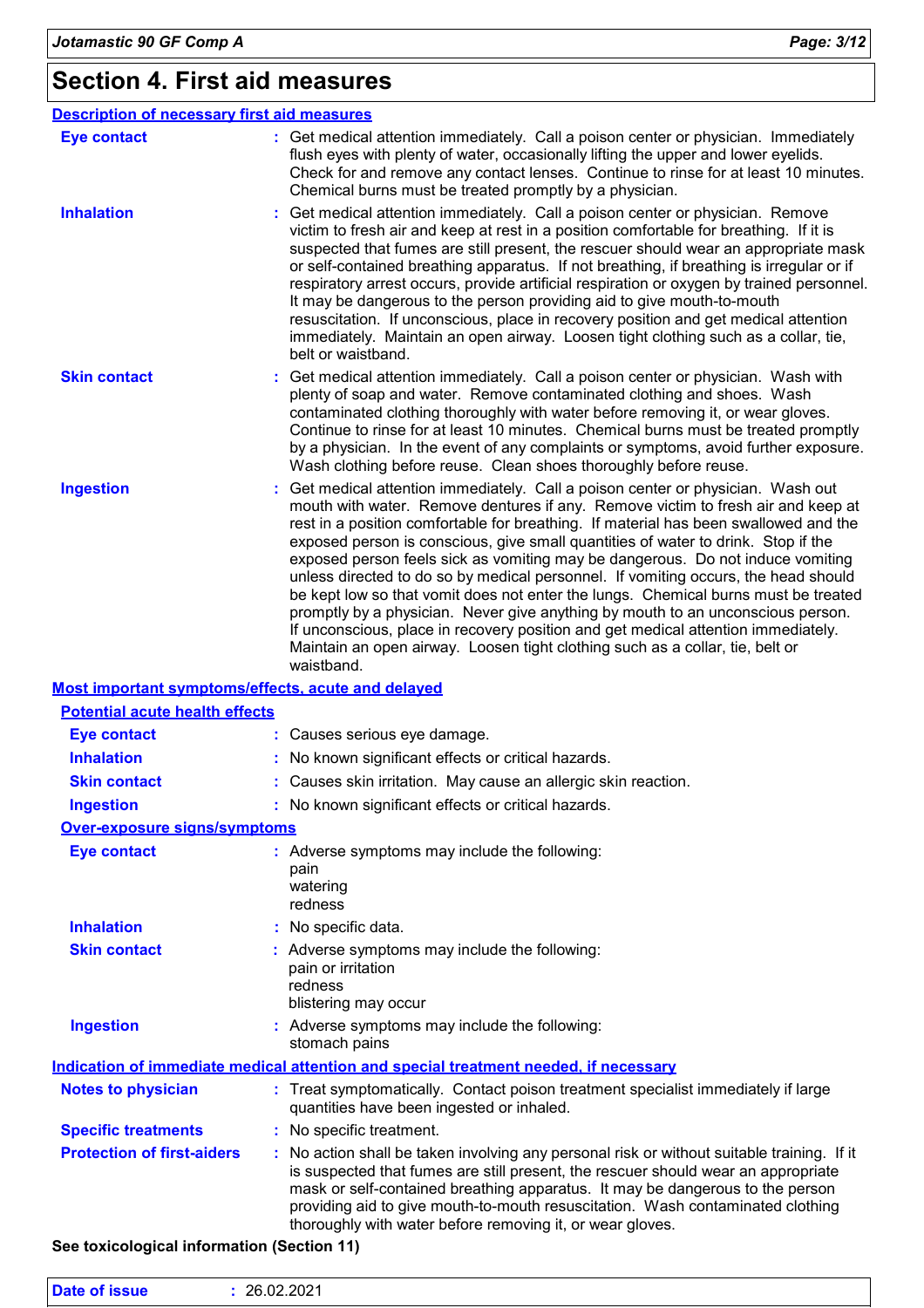# Section 4. First aid measures

## Description of necessary first aid measures

**Eye contact** : Get medical attention immediately. Call a poison center or physician. Immediately flush eyes with plenty of water, occasionally lifting the upper and lower eyelids. Check for and remove any contact lenses. Continue to rinse for at least 10 minutes. Chemical burns must be treated promptly by a physician.

**Inhalation** : Get medical attention immediately. Call a poison center or physician. Remove victim to fresh air and keep at rest in a position comfortable for breathing. If it is suspected that fumes are still present, the rescuer should wear an appropriate mask or self-contained breathing apparatus. If not breathing, if breathing is irregular or if respiratory arrest occurs, provide artificial respiration or oxygen by trained personnel. It may be dangerous to the person providing aid to give mouth-to-mouth resuscitation. If unconscious, place in recovery position and get medical attention immediately. Maintain an open airway. Loosen tight clothing such as a collar, tie, belt or waistband.

**Skin contact** : Get medical attention immediately. Call a poison center or physician. Wash with plenty of soap and water. Remove contaminated clothing and shoes. Wash contaminated clothing thoroughly with water before removing it, or wear gloves. Continue to rinse for at least 10 minutes. Chemical burns must be treated promptly by a physician. In the event of any complaints or symptoms, avoid further exposure. Wash clothing before reuse. Clean shoes thoroughly before reuse.

**Ingestion** : Get medical attention immediately. Call a poison center or physician. Wash out mouth with water. Remove dentures if any. Remove victim to fresh air and keep at rest in a position comfortable for breathing. If material has been swallowed and the exposed person is conscious, give small quantities of water to drink. Stop if the exposed person feels sick as vomiting may be dangerous. Do not induce vomiting unless directed to do so by medical personnel. If vomiting occurs, the head should be kept low so that vomit does not enter the lungs. Chemical burns must be treated promptly by a physician. Never give anything by mouth to an unconscious person. If unconscious, place in recovery position and get medical attention immediately. Maintain an open airway. Loosen tight clothing such as a collar, tie, belt or waistband.

## Most important symptoms/effects, acute and delayed

### Potential acute health effects

**Eye contact** : Causes serious eye damage.

**Inhalation** : No known significant effects or critical hazards.

**Skin contact** : Causes skin irritation. May cause an allergic skin reaction.

**Ingestion** : No known significant effects or critical hazards.

### Over-exposure signs/symptoms

**Eye contact** : Adverse symptoms may include the following:
pain
watering
redness

**Inhalation** : No specific data.

**Skin contact** : Adverse symptoms may include the following:
pain or irritation
redness
blistering may occur

**Ingestion** : Adverse symptoms may include the following:
stomach pains

## Indication of immediate medical attention and special treatment needed, if necessary

**Notes to physician** : Treat symptomatically. Contact poison treatment specialist immediately if large quantities have been ingested or inhaled.

**Specific treatments** : No specific treatment.

**Protection of first-aiders** : No action shall be taken involving any personal risk or without suitable training. If it is suspected that fumes are still present, the rescuer should wear an appropriate mask or self-contained breathing apparatus. It may be dangerous to the person providing aid to give mouth-to-mouth resuscitation. Wash contaminated clothing thoroughly with water before removing it, or wear gloves.

**See toxicological information (Section 11)**

**Date of issue** : 26.02.2021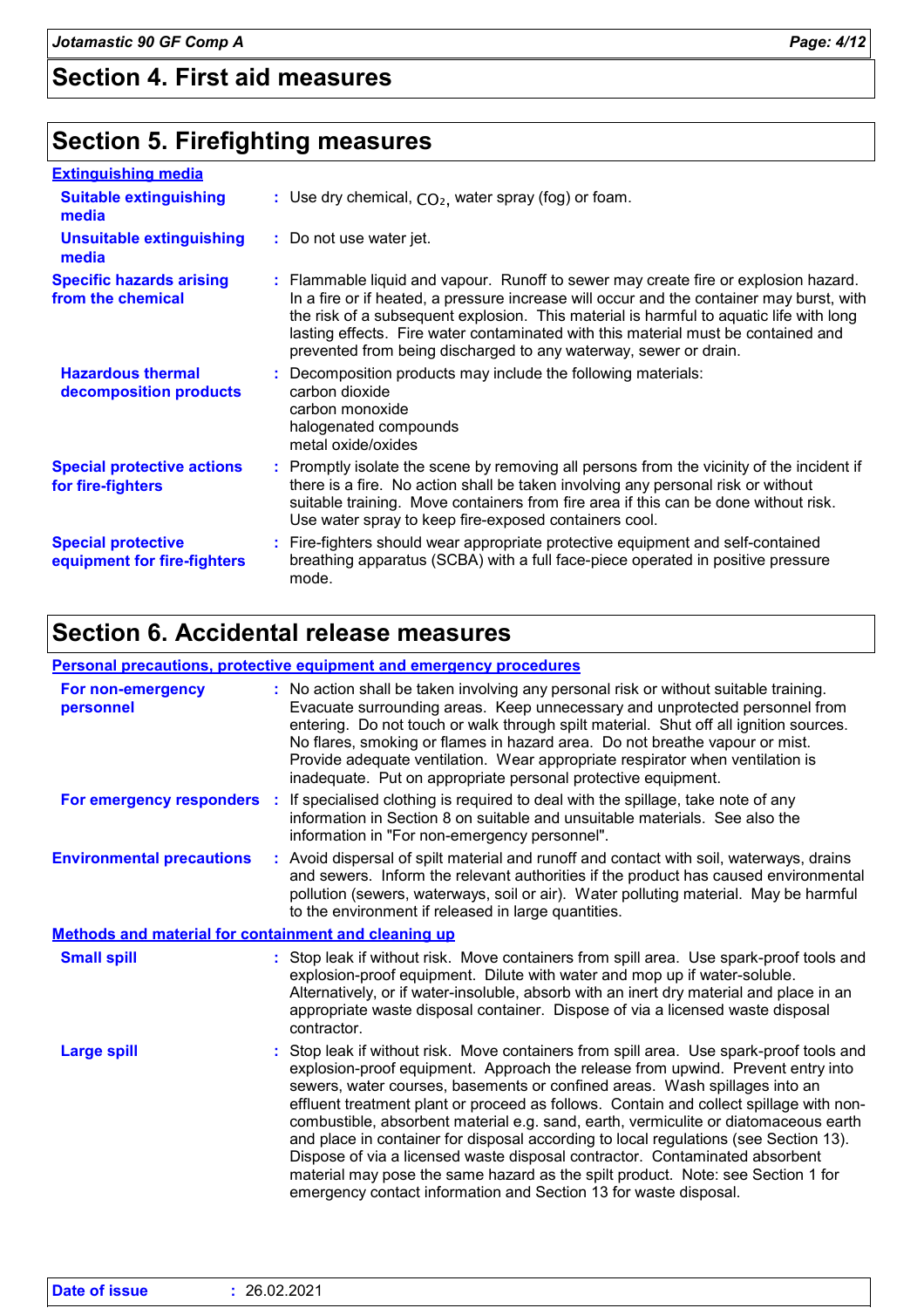## Section 4. First aid measures

## Section 5. Firefighting measures

**Extinguishing media**

**Suitable extinguishing media** : Use dry chemical, $CO_2$, water spray (fog) or foam.

**Unsuitable extinguishing media** : Do not use water jet.

**Specific hazards arising from the chemical** : Flammable liquid and vapour. Runoff to sewer may create fire or explosion hazard. In a fire or if heated, a pressure increase will occur and the container may burst, with the risk of a subsequent explosion. This material is harmful to aquatic life with long lasting effects. Fire water contaminated with this material must be contained and prevented from being discharged to any waterway, sewer or drain.

**Hazardous thermal decomposition products** : Decomposition products may include the following materials:
carbon dioxide
carbon monoxide
halogenated compounds
metal oxide/oxides

**Special protective actions for fire-fighters** : Promptly isolate the scene by removing all persons from the vicinity of the incident if there is a fire. No action shall be taken involving any personal risk or without suitable training. Move containers from fire area if this can be done without risk. Use water spray to keep fire-exposed containers cool.

**Special protective equipment for fire-fighters** : Fire-fighters should wear appropriate protective equipment and self-contained breathing apparatus (SCBA) with a full face-piece operated in positive pressure mode.

## Section 6. Accidental release measures

**Personal precautions, protective equipment and emergency procedures**

**For non-emergency personnel** : No action shall be taken involving any personal risk or without suitable training. Evacuate surrounding areas. Keep unnecessary and unprotected personnel from entering. Do not touch or walk through spilt material. Shut off all ignition sources. No flares, smoking or flames in hazard area. Do not breathe vapour or mist. Provide adequate ventilation. Wear appropriate respirator when ventilation is inadequate. Put on appropriate personal protective equipment.

**For emergency responders** : If specialised clothing is required to deal with the spillage, take note of any information in Section 8 on suitable and unsuitable materials. See also the information in "For non-emergency personnel".

**Environmental precautions** : Avoid dispersal of spilt material and runoff and contact with soil, waterways, drains and sewers. Inform the relevant authorities if the product has caused environmental pollution (sewers, waterways, soil or air). Water polluting material. May be harmful to the environment if released in large quantities.

**Methods and material for containment and cleaning up**

**Small spill** : Stop leak if without risk. Move containers from spill area. Use spark-proof tools and explosion-proof equipment. Dilute with water and mop up if water-soluble. Alternatively, or if water-insoluble, absorb with an inert dry material and place in an appropriate waste disposal container. Dispose of via a licensed waste disposal contractor.

**Large spill** : Stop leak if without risk. Move containers from spill area. Use spark-proof tools and explosion-proof equipment. Approach the release from upwind. Prevent entry into sewers, water courses, basements or confined areas. Wash spillages into an effluent treatment plant or proceed as follows. Contain and collect spillage with non-combustible, absorbent material e.g. sand, earth, vermiculite or diatomaceous earth and place in container for disposal according to local regulations (see Section 13). Dispose of via a licensed waste disposal contractor. Contaminated absorbent material may pose the same hazard as the spilt product. Note: see Section 1 for emergency contact information and Section 13 for waste disposal.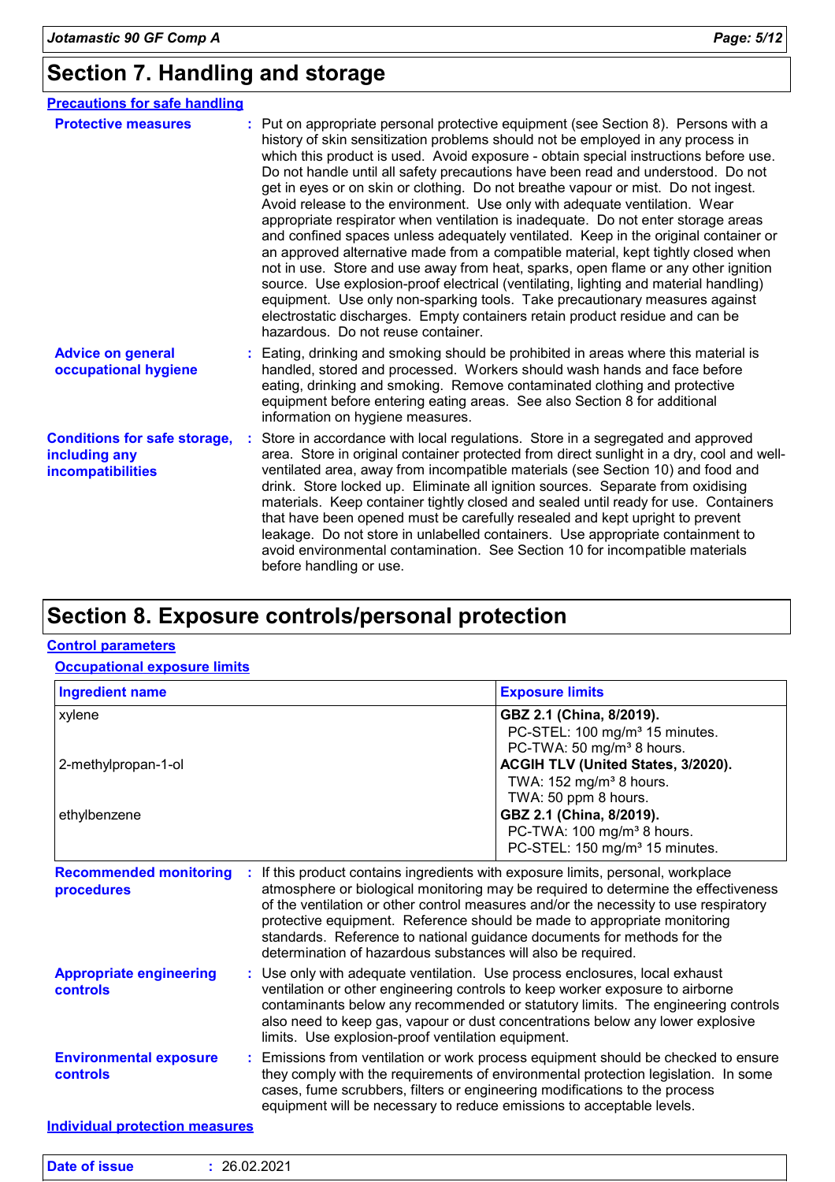## Section 7. Handling and storage

### Precautions for safe handling

**Protective measures** : Put on appropriate personal protective equipment (see Section 8). Persons with a history of skin sensitization problems should not be employed in any process in which this product is used. Avoid exposure - obtain special instructions before use. Do not handle until all safety precautions have been read and understood. Do not get in eyes or on skin or clothing. Do not breathe vapour or mist. Do not ingest. Avoid release to the environment. Use only with adequate ventilation. Wear appropriate respirator when ventilation is inadequate. Do not enter storage areas and confined spaces unless adequately ventilated. Keep in the original container or an approved alternative made from a compatible material, kept tightly closed when not in use. Store and use away from heat, sparks, open flame or any other ignition source. Use explosion-proof electrical (ventilating, lighting and material handling) equipment. Use only non-sparking tools. Take precautionary measures against electrostatic discharges. Empty containers retain product residue and can be hazardous. Do not reuse container.

**Advice on general occupational hygiene** : Eating, drinking and smoking should be prohibited in areas where this material is handled, stored and processed. Workers should wash hands and face before eating, drinking and smoking. Remove contaminated clothing and protective equipment before entering eating areas. See also Section 8 for additional information on hygiene measures.

**Conditions for safe storage, including any incompatibilities** : Store in accordance with local regulations. Store in a segregated and approved area. Store in original container protected from direct sunlight in a dry, cool and well-ventilated area, away from incompatible materials (see Section 10) and food and drink. Store locked up. Eliminate all ignition sources. Separate from oxidising materials. Keep container tightly closed and sealed until ready for use. Containers that have been opened must be carefully resealed and kept upright to prevent leakage. Do not store in unlabelled containers. Use appropriate containment to avoid environmental contamination. See Section 10 for incompatible materials before handling or use.

## Section 8. Exposure controls/personal protection

### Control parameters

#### Occupational exposure limits

| Ingredient name | Exposure limits |
|---|---|
| xylene | **GBZ 2.1 (China, 8/2019).**<br>PC-STEL: 100 mg/m³ 15 minutes.<br>PC-TWA: 50 mg/m³ 8 hours. |
| 2-methylpropan-1-ol | **ACGIH TLV (United States, 3/2020).**<br>TWA: 152 mg/m³ 8 hours.<br>TWA: 50 ppm 8 hours. |
| ethylbenzene | **GBZ 2.1 (China, 8/2019).**<br>PC-TWA: 100 mg/m³ 8 hours.<br>PC-STEL: 150 mg/m³ 15 minutes. |

**Recommended monitoring procedures** : If this product contains ingredients with exposure limits, personal, workplace atmosphere or biological monitoring may be required to determine the effectiveness of the ventilation or other control measures and/or the necessity to use respiratory protective equipment. Reference should be made to appropriate monitoring standards. Reference to national guidance documents for methods for the determination of hazardous substances will also be required.

**Appropriate engineering controls** : Use only with adequate ventilation. Use process enclosures, local exhaust ventilation or other engineering controls to keep worker exposure to airborne contaminants below any recommended or statutory limits. The engineering controls also need to keep gas, vapour or dust concentrations below any lower explosive limits. Use explosion-proof ventilation equipment.

**Environmental exposure controls** : Emissions from ventilation or work process equipment should be checked to ensure they comply with the requirements of environmental protection legislation. In some cases, fume scrubbers, filters or engineering modifications to the process equipment will be necessary to reduce emissions to acceptable levels.

### Individual protection measures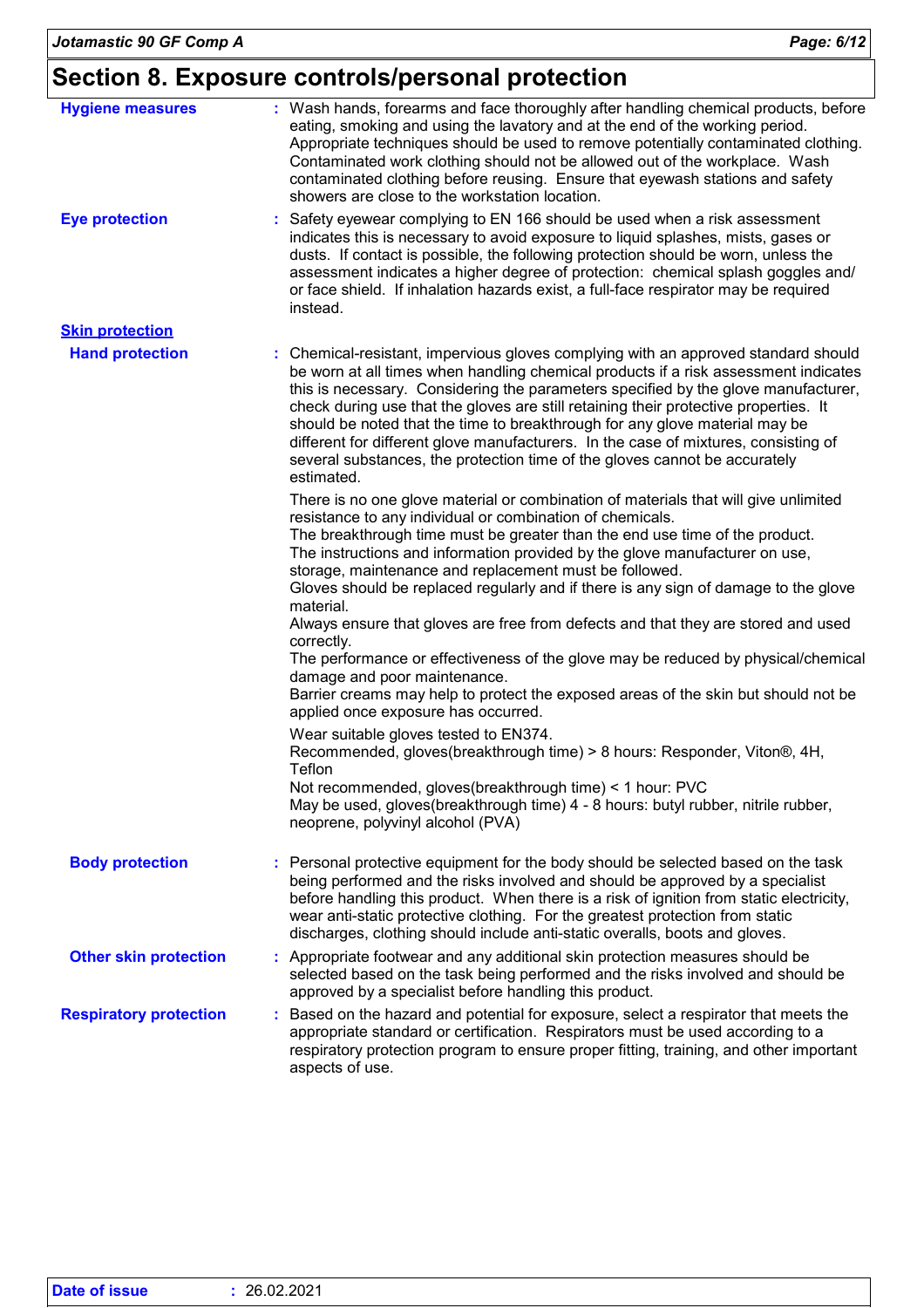# Section 8. Exposure controls/personal protection

**Hygiene measures** : Wash hands, forearms and face thoroughly after handling chemical products, before eating, smoking and using the lavatory and at the end of the working period. Appropriate techniques should be used to remove potentially contaminated clothing. Contaminated work clothing should not be allowed out of the workplace. Wash contaminated clothing before reusing. Ensure that eyewash stations and safety showers are close to the workstation location.

**Eye protection** : Safety eyewear complying to EN 166 should be used when a risk assessment indicates this is necessary to avoid exposure to liquid splashes, mists, gases or dusts. If contact is possible, the following protection should be worn, unless the assessment indicates a higher degree of protection: chemical splash goggles and/ or face shield. If inhalation hazards exist, a full-face respirator may be required instead.

**Skin protection**

**Hand protection** : Chemical-resistant, impervious gloves complying with an approved standard should be worn at all times when handling chemical products if a risk assessment indicates this is necessary. Considering the parameters specified by the glove manufacturer, check during use that the gloves are still retaining their protective properties. It should be noted that the time to breakthrough for any glove material may be different for different glove manufacturers. In the case of mixtures, consisting of several substances, the protection time of the gloves cannot be accurately estimated.

There is no one glove material or combination of materials that will give unlimited resistance to any individual or combination of chemicals.
The breakthrough time must be greater than the end use time of the product.
The instructions and information provided by the glove manufacturer on use, storage, maintenance and replacement must be followed.
Gloves should be replaced regularly and if there is any sign of damage to the glove material.
Always ensure that gloves are free from defects and that they are stored and used correctly.
The performance or effectiveness of the glove may be reduced by physical/chemical damage and poor maintenance.
Barrier creams may help to protect the exposed areas of the skin but should not be applied once exposure has occurred.

Wear suitable gloves tested to EN374.
Recommended, gloves(breakthrough time) > 8 hours: Responder, Viton®, 4H, Teflon
Not recommended, gloves(breakthrough time) < 1 hour: PVC
May be used, gloves(breakthrough time) 4 - 8 hours: butyl rubber, nitrile rubber, neoprene, polyvinyl alcohol (PVA)

**Body protection** : Personal protective equipment for the body should be selected based on the task being performed and the risks involved and should be approved by a specialist before handling this product. When there is a risk of ignition from static electricity, wear anti-static protective clothing. For the greatest protection from static discharges, clothing should include anti-static overalls, boots and gloves.

**Other skin protection** : Appropriate footwear and any additional skin protection measures should be selected based on the task being performed and the risks involved and should be approved by a specialist before handling this product.

**Respiratory protection** : Based on the hazard and potential for exposure, select a respirator that meets the appropriate standard or certification. Respirators must be used according to a respiratory protection program to ensure proper fitting, training, and other important aspects of use.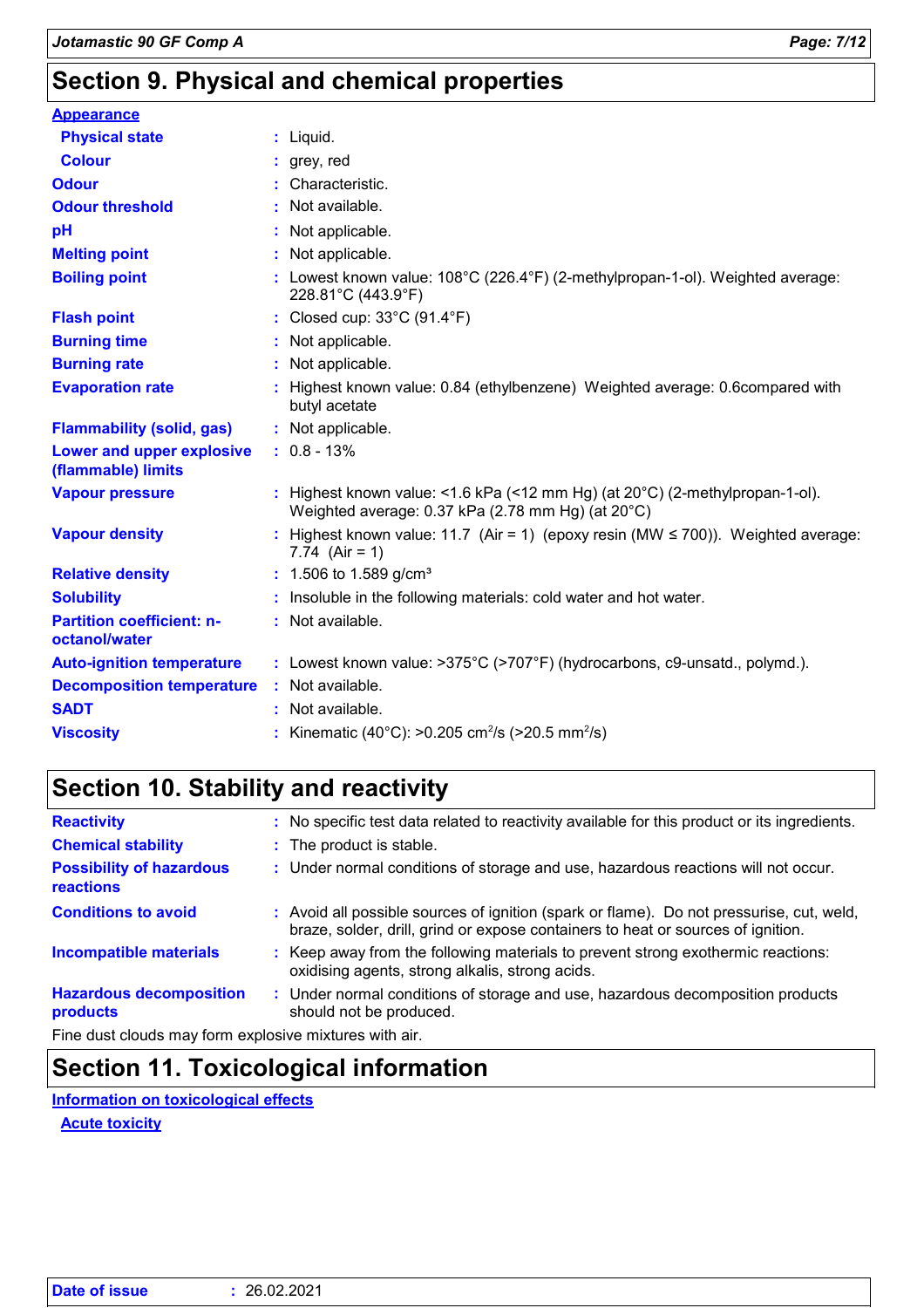## Section 9. Physical and chemical properties

**Appearance**

| Property | Value |
|---|---|
| Physical state | Liquid. |
| Colour | grey, red |
| Odour | Characteristic. |
| Odour threshold | Not available. |
| pH | Not applicable. |
| Melting point | Not applicable. |
| Boiling point | Lowest known value: 108°C (226.4°F) (2-methylpropan-1-ol). Weighted average: 228.81°C (443.9°F) |
| Flash point | Closed cup: 33°C (91.4°F) |
| Burning time | Not applicable. |
| Burning rate | Not applicable. |
| Evaporation rate | Highest known value: 0.84 (ethylbenzene) Weighted average: 0.6compared with butyl acetate |
| Flammability (solid, gas) | Not applicable. |
| Lower and upper explosive (flammable) limits | 0.8 - 13% |
| Vapour pressure | Highest known value: <1.6 kPa (<12 mm Hg) (at 20°C) (2-methylpropan-1-ol). Weighted average: 0.37 kPa (2.78 mm Hg) (at 20°C) |
| Vapour density | Highest known value: 11.7 (Air = 1) (epoxy resin (MW ≤ 700)). Weighted average: 7.74 (Air = 1) |
| Relative density | 1.506 to 1.589 g/cm³ |
| Solubility | Insoluble in the following materials: cold water and hot water. |
| Partition coefficient: n-octanol/water | Not available. |
| Auto-ignition temperature | Lowest known value: >375°C (>707°F) (hydrocarbons, c9-unsatd., polymd.). |
| Decomposition temperature | Not available. |
| SADT | Not available. |
| Viscosity | Kinematic (40°C): >0.205 $cm^2/s$ (>20.5 $mm^2/s$) |

## Section 10. Stability and reactivity

| Property | Value |
|---|---|
| Reactivity | No specific test data related to reactivity available for this product or its ingredients. |
| Chemical stability | The product is stable. |
| Possibility of hazardous reactions | Under normal conditions of storage and use, hazardous reactions will not occur. |
| Conditions to avoid | Avoid all possible sources of ignition (spark or flame). Do not pressurise, cut, weld, braze, solder, drill, grind or expose containers to heat or sources of ignition. |
| Incompatible materials | Keep away from the following materials to prevent strong exothermic reactions: oxidising agents, strong alkalis, strong acids. |
| Hazardous decomposition products | Under normal conditions of storage and use, hazardous decomposition products should not be produced. |

Fine dust clouds may form explosive mixtures with air.

## Section 11. Toxicological information

**Information on toxicological effects**

**Acute toxicity**

Date of issue : 26.02.2021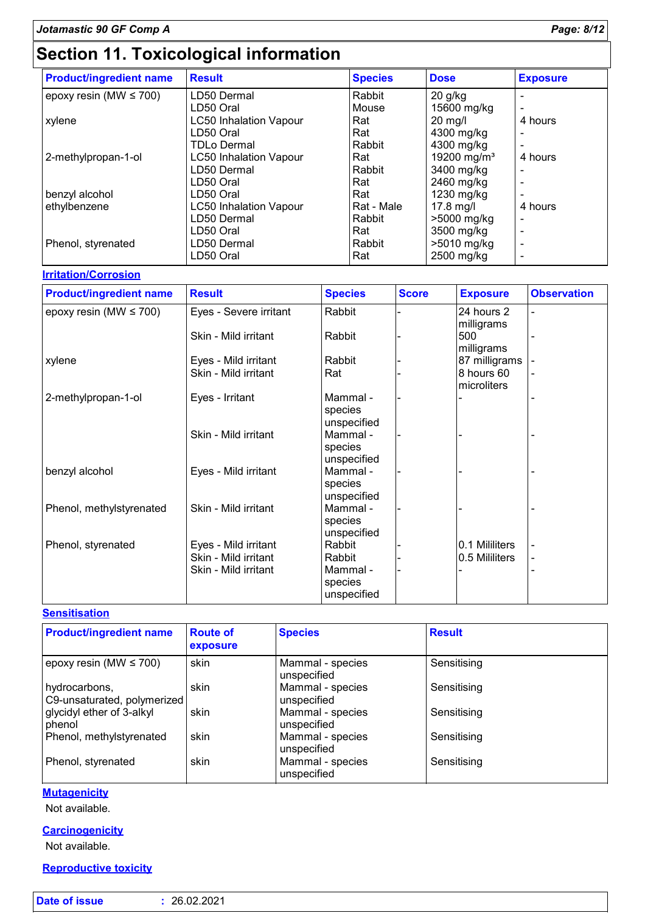# Section 11. Toxicological information

| Product/ingredient name | Result | Species | Dose | Exposure |
|---|---|---|---|---|
| epoxy resin (MW ≤ 700) | LD50 Dermal | Rabbit | 20 g/kg | - |
| | LD50 Oral | Mouse | 15600 mg/kg | - |
| xylene | LC50 Inhalation Vapour | Rat | 20 mg/l | 4 hours |
| | LD50 Oral | Rat | 4300 mg/kg | - |
| | TDLo Dermal | Rabbit | 4300 mg/kg | - |
| 2-methylpropan-1-ol | LC50 Inhalation Vapour | Rat | 19200 mg/m³ | 4 hours |
| | LD50 Dermal | Rabbit | 3400 mg/kg | - |
| | LD50 Oral | Rat | 2460 mg/kg | - |
| benzyl alcohol | LD50 Oral | Rat | 1230 mg/kg | - |
| ethylbenzene | LC50 Inhalation Vapour | Rat - Male | 17.8 mg/l | 4 hours |
| | LD50 Dermal | Rabbit | >5000 mg/kg | - |
| | LD50 Oral | Rat | 3500 mg/kg | - |
| Phenol, styrenated | LD50 Dermal | Rabbit | >5010 mg/kg | - |
| | LD50 Oral | Rat | 2500 mg/kg | - |

### Irritation/Corrosion

| Product/ingredient name | Result | Species | Score | Exposure | Observation |
|---|---|---|---|---|---|
| epoxy resin (MW ≤ 700) | Eyes - Severe irritant | Rabbit | - | 24 hours 2 milligrams | - |
| | Skin - Mild irritant | Rabbit | - | 500 milligrams | - |
| xylene | Eyes - Mild irritant | Rabbit | - | 87 milligrams | - |
| | Skin - Mild irritant | Rat | - | 8 hours 60 microliters | - |
| 2-methylpropan-1-ol | Eyes - Irritant | Mammal - species unspecified | - | - | - |
| | Skin - Mild irritant | Mammal - species unspecified | - | - | - |
| benzyl alcohol | Eyes - Mild irritant | Mammal - species unspecified | - | - | - |
| Phenol, methylstyrenated | Skin - Mild irritant | Mammal - species unspecified | - | - | - |
| Phenol, styrenated | Eyes - Mild irritant | Rabbit | - | 0.1 Mililiters | - |
| | Skin - Mild irritant | Rabbit | - | 0.5 Mililiters | - |
| | Skin - Mild irritant | Mammal - species unspecified | - | - | - |

### Sensitisation

| Product/ingredient name | Route of exposure | Species | Result |
|---|---|---|---|
| epoxy resin (MW ≤ 700) | skin | Mammal - species unspecified | Sensitising |
| hydrocarbons, C9-unsaturated, polymerized | skin | Mammal - species unspecified | Sensitising |
| glycidyl ether of 3-alkyl phenol | skin | Mammal - species unspecified | Sensitising |
| Phenol, methylstyrenated | skin | Mammal - species unspecified | Sensitising |
| Phenol, styrenated | skin | Mammal - species unspecified | Sensitising |

### Mutagenicity

Not available.

### Carcinogenicity

Not available.

### Reproductive toxicity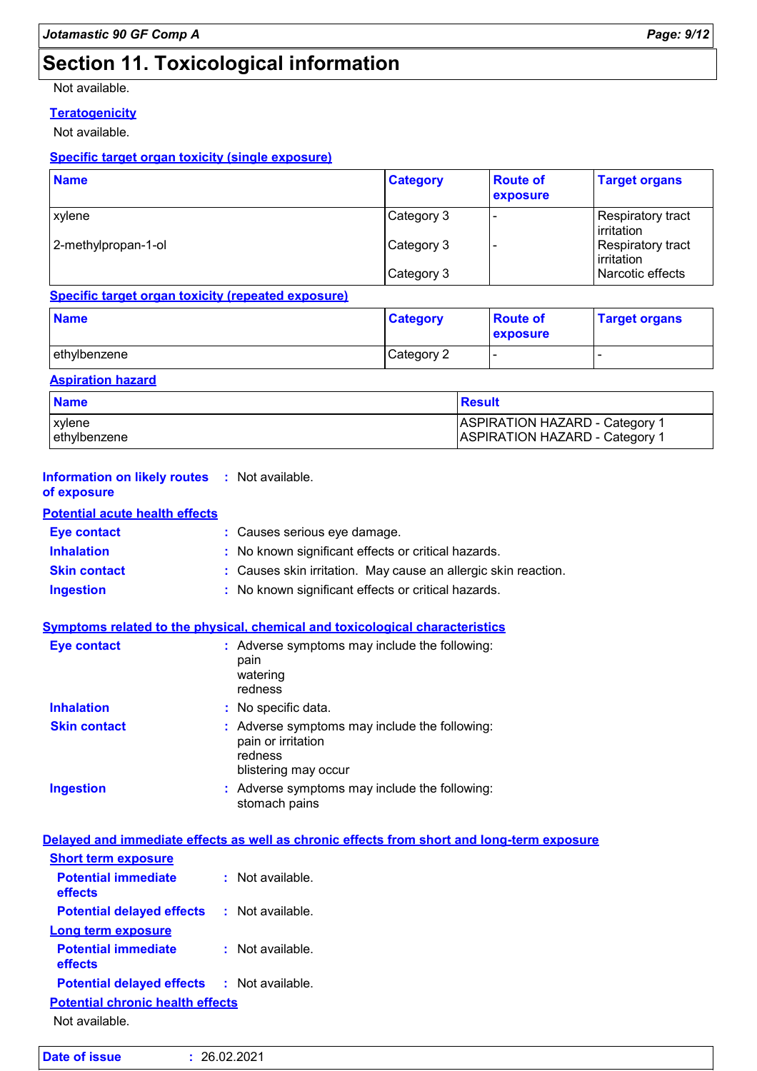# Section 11. Toxicological information

Not available.

**Teratogenicity**

Not available.

**Specific target organ toxicity (single exposure)**

| Name | Category | Route of exposure | Target organs |
|---|---|---|---|
| xylene | Category 3 | - | Respiratory tract irritation |
| 2-methylpropan-1-ol | Category 3 | - | Respiratory tract irritation |
| | Category 3 | | Narcotic effects |

**Specific target organ toxicity (repeated exposure)**

| Name | Category | Route of exposure | Target organs |
|---|---|---|---|
| ethylbenzene | Category 2 | - | - |

**Aspiration hazard**

| Name | Result |
|---|---|
| xylene | ASPIRATION HAZARD - Category 1 |
| ethylbenzene | ASPIRATION HAZARD - Category 1 |

**Information on likely routes of exposure** : Not available.

**Potential acute health effects**

**Eye contact** : Causes serious eye damage.

**Inhalation** : No known significant effects or critical hazards.

**Skin contact** : Causes skin irritation. May cause an allergic skin reaction.

**Ingestion** : No known significant effects or critical hazards.

**Symptoms related to the physical, chemical and toxicological characteristics**

**Eye contact** : Adverse symptoms may include the following:
pain
watering
redness

**Inhalation** : No specific data.

**Skin contact** : Adverse symptoms may include the following:
pain or irritation
redness
blistering may occur

**Ingestion** : Adverse symptoms may include the following:
stomach pains

**Delayed and immediate effects as well as chronic effects from short and long-term exposure**

**Short term exposure**

**Potential immediate effects** : Not available.

**Potential delayed effects** : Not available.

**Long term exposure**

**Potential immediate effects** : Not available.

**Potential delayed effects** : Not available.

**Potential chronic health effects**

Not available.

**Date of issue** : 26.02.2021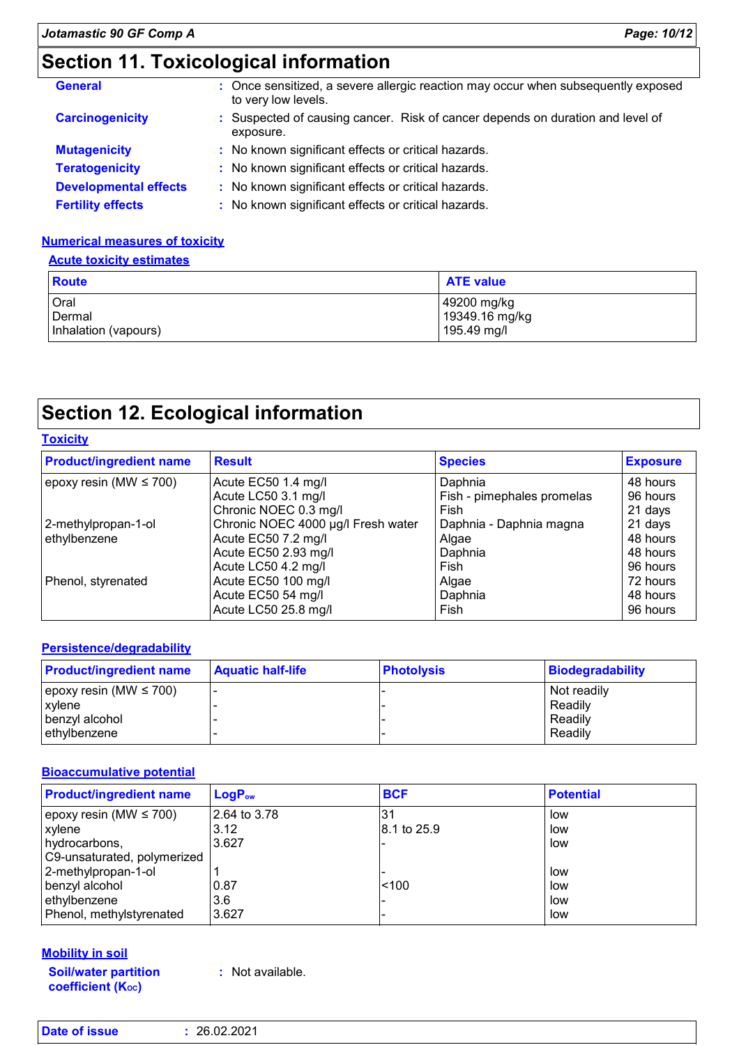## Section 11. Toxicological information

**General** : Once sensitized, a severe allergic reaction may occur when subsequently exposed to very low levels.

**Carcinogenicity** : Suspected of causing cancer. Risk of cancer depends on duration and level of exposure.

**Mutagenicity** : No known significant effects or critical hazards.

**Teratogenicity** : No known significant effects or critical hazards.

**Developmental effects** : No known significant effects or critical hazards.

**Fertility effects** : No known significant effects or critical hazards.

### Numerical measures of toxicity

#### Acute toxicity estimates

| Route | ATE value |
|---|---|
| Oral | 49200 mg/kg |
| Dermal | 19349.16 mg/kg |
| Inhalation (vapours) | 195.49 mg/l |

## Section 12. Ecological information

### Toxicity

| Product/ingredient name | Result | Species | Exposure |
|---|---|---|---|
| epoxy resin (MW ≤ 700) | Acute EC50 1.4 mg/l | Daphnia | 48 hours |
| | Acute LC50 3.1 mg/l | Fish - pimephales promelas | 96 hours |
| | Chronic NOEC 0.3 mg/l | Fish | 21 days |
| 2-methylpropan-1-ol | Chronic NOEC 4000 µg/l Fresh water | Daphnia - Daphnia magna | 21 days |
| ethylbenzene | Acute EC50 7.2 mg/l | Algae | 48 hours |
| | Acute EC50 2.93 mg/l | Daphnia | 48 hours |
| | Acute LC50 4.2 mg/l | Fish | 96 hours |
| Phenol, styrenated | Acute EC50 100 mg/l | Algae | 72 hours |
| | Acute EC50 54 mg/l | Daphnia | 48 hours |
| | Acute LC50 25.8 mg/l | Fish | 96 hours |

### Persistence/degradability

| Product/ingredient name | Aquatic half-life | Photolysis | Biodegradability |
|---|---|---|---|
| epoxy resin (MW ≤ 700) | - | - | Not readily |
| xylene | - | - | Readily |
| benzyl alcohol | - | - | Readily |
| ethylbenzene | - | - | Readily |

### Bioaccumulative potential

| Product/ingredient name | $LogP_{ow}$ | BCF | Potential |
|---|---|---|---|
| epoxy resin (MW ≤ 700) | 2.64 to 3.78 | 31 | low |
| xylene | 3.12 | 8.1 to 25.9 | low |
| hydrocarbons, C9-unsaturated, polymerized | 3.627 | - | low |
| 2-methylpropan-1-ol | 1 | - | low |
| benzyl alcohol | 0.87 | <100 | low |
| ethylbenzene | 3.6 | - | low |
| Phenol, methylstyrenated | 3.627 | - | low |

### Mobility in soil

**Soil/water partition coefficient ($K_{OC}$)** : Not available.

**Date of issue** : 26.02.2021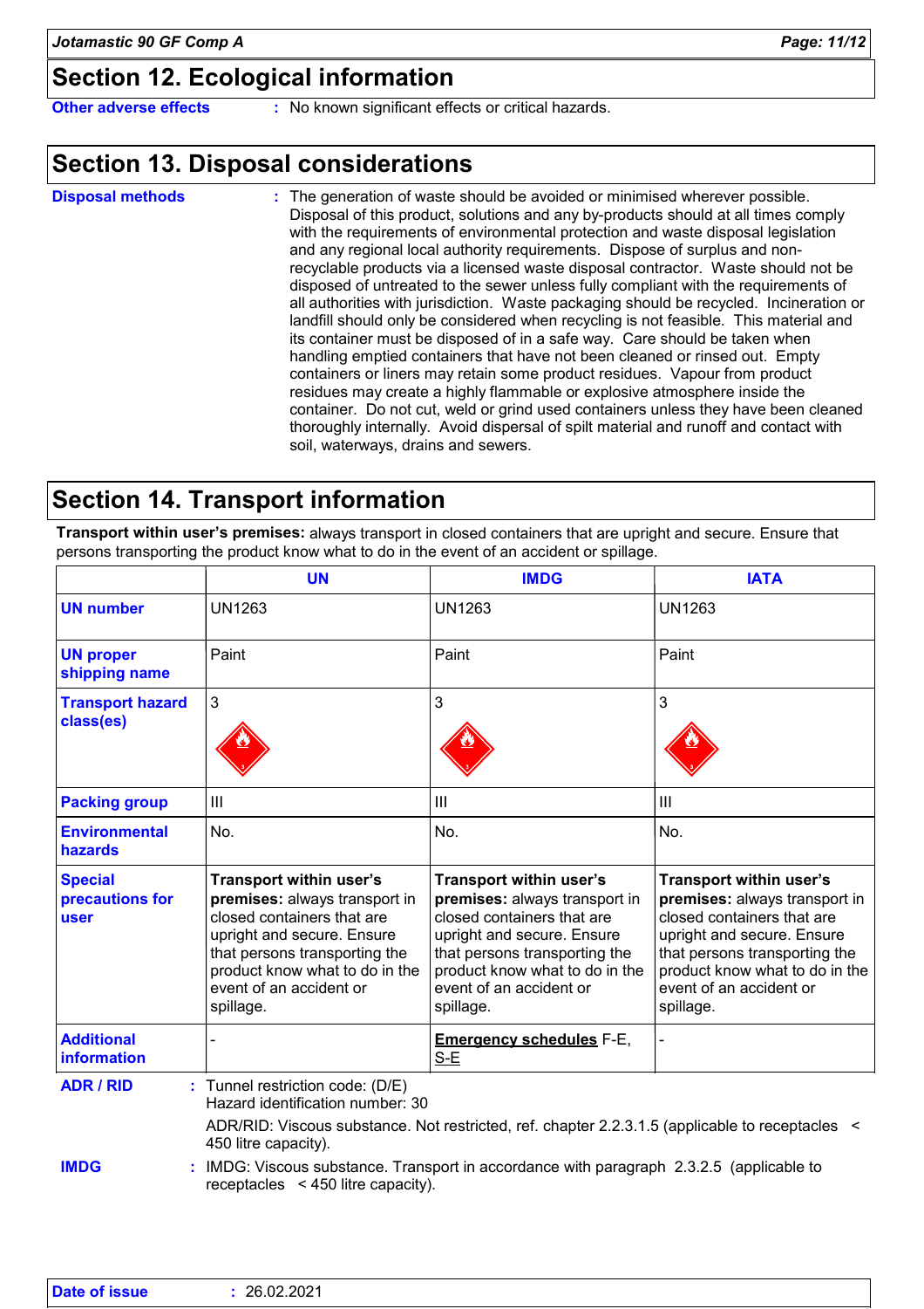## Section 12. Ecological information

**Other adverse effects** : No known significant effects or critical hazards.

## Section 13. Disposal considerations

**Disposal methods** : The generation of waste should be avoided or minimised wherever possible. Disposal of this product, solutions and any by-products should at all times comply with the requirements of environmental protection and waste disposal legislation and any regional local authority requirements. Dispose of surplus and non-recyclable products via a licensed waste disposal contractor. Waste should not be disposed of untreated to the sewer unless fully compliant with the requirements of all authorities with jurisdiction. Waste packaging should be recycled. Incineration or landfill should only be considered when recycling is not feasible. This material and its container must be disposed of in a safe way. Care should be taken when handling emptied containers that have not been cleaned or rinsed out. Empty containers or liners may retain some product residues. Vapour from product residues may create a highly flammable or explosive atmosphere inside the container. Do not cut, weld or grind used containers unless they have been cleaned thoroughly internally. Avoid dispersal of spilt material and runoff and contact with soil, waterways, drains and sewers.

## Section 14. Transport information

**Transport within user's premises:** always transport in closed containers that are upright and secure. Ensure that persons transporting the product know what to do in the event of an accident or spillage.

| | UN | IMDG | IATA |
|---|---|---|---|
| **UN number** | UN1263 | UN1263 | UN1263 |
| **UN proper shipping name** | Paint | Paint | Paint |
| **Transport hazard class(es)** | 3 | 3 | 3 |
| **Packing group** | III | III | III |
| **Environmental hazards** | No. | No. | No. |
| **Special precautions for user** | **Transport within user's premises:** always transport in closed containers that are upright and secure. Ensure that persons transporting the product know what to do in the event of an accident or spillage. | **Transport within user's premises:** always transport in closed containers that are upright and secure. Ensure that persons transporting the product know what to do in the event of an accident or spillage. | **Transport within user's premises:** always transport in closed containers that are upright and secure. Ensure that persons transporting the product know what to do in the event of an accident or spillage. |
| **Additional information** | - | **Emergency schedules** F-E, S-E | - |

**ADR / RID** : Tunnel restriction code: (D/E)
Hazard identification number: 30

ADR/RID: Viscous substance. Not restricted, ref. chapter 2.2.3.1.5 (applicable to receptacles < 450 litre capacity).

**IMDG** : IMDG: Viscous substance. Transport in accordance with paragraph 2.3.2.5 (applicable to receptacles < 450 litre capacity).

**Date of issue** : 26.02.2021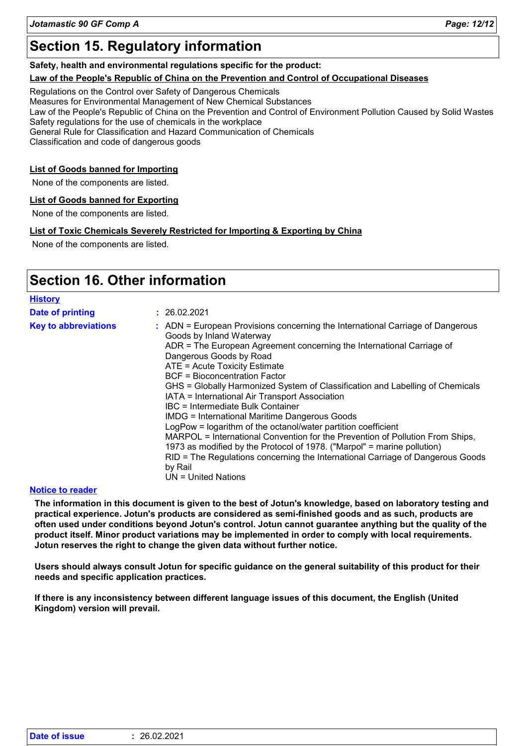# Section 15. Regulatory information

**Safety, health and environmental regulations specific for the product:**

**Law of the People's Republic of China on the Prevention and Control of Occupational Diseases**

Regulations on the Control over Safety of Dangerous Chemicals
Measures for Environmental Management of New Chemical Substances
Law of the People's Republic of China on the Prevention and Control of Environment Pollution Caused by Solid Wastes
Safety regulations for the use of chemicals in the workplace
General Rule for Classification and Hazard Communication of Chemicals
Classification and code of dangerous goods

**List of Goods banned for Importing**

None of the components are listed.

**List of Goods banned for Exporting**

None of the components are listed.

**List of Toxic Chemicals Severely Restricted for Importing & Exporting by China**

None of the components are listed.

# Section 16. Other information

**History**

**Date of printing** : 26.02.2021

**Key to abbreviations** :
ADN = European Provisions concerning the International Carriage of Dangerous Goods by Inland Waterway
ADR = The European Agreement concerning the International Carriage of Dangerous Goods by Road
ATE = Acute Toxicity Estimate
BCF = Bioconcentration Factor
GHS = Globally Harmonized System of Classification and Labelling of Chemicals
IATA = International Air Transport Association
IBC = Intermediate Bulk Container
IMDG = International Maritime Dangerous Goods
LogPow = logarithm of the octanol/water partition coefficient
MARPOL = International Convention for the Prevention of Pollution From Ships, 1973 as modified by the Protocol of 1978. ("Marpol" = marine pollution)
RID = The Regulations concerning the International Carriage of Dangerous Goods by Rail
UN = United Nations

**Notice to reader**

**The information in this document is given to the best of Jotun's knowledge, based on laboratory testing and practical experience. Jotun's products are considered as semi-finished goods and as such, products are often used under conditions beyond Jotun's control. Jotun cannot guarantee anything but the quality of the product itself. Minor product variations may be implemented in order to comply with local requirements. Jotun reserves the right to change the given data without further notice.**

**Users should always consult Jotun for specific guidance on the general suitability of this product for their needs and specific application practices.**

**If there is any inconsistency between different language issues of this document, the English (United Kingdom) version will prevail.**

**Date of issue** : 26.02.2021